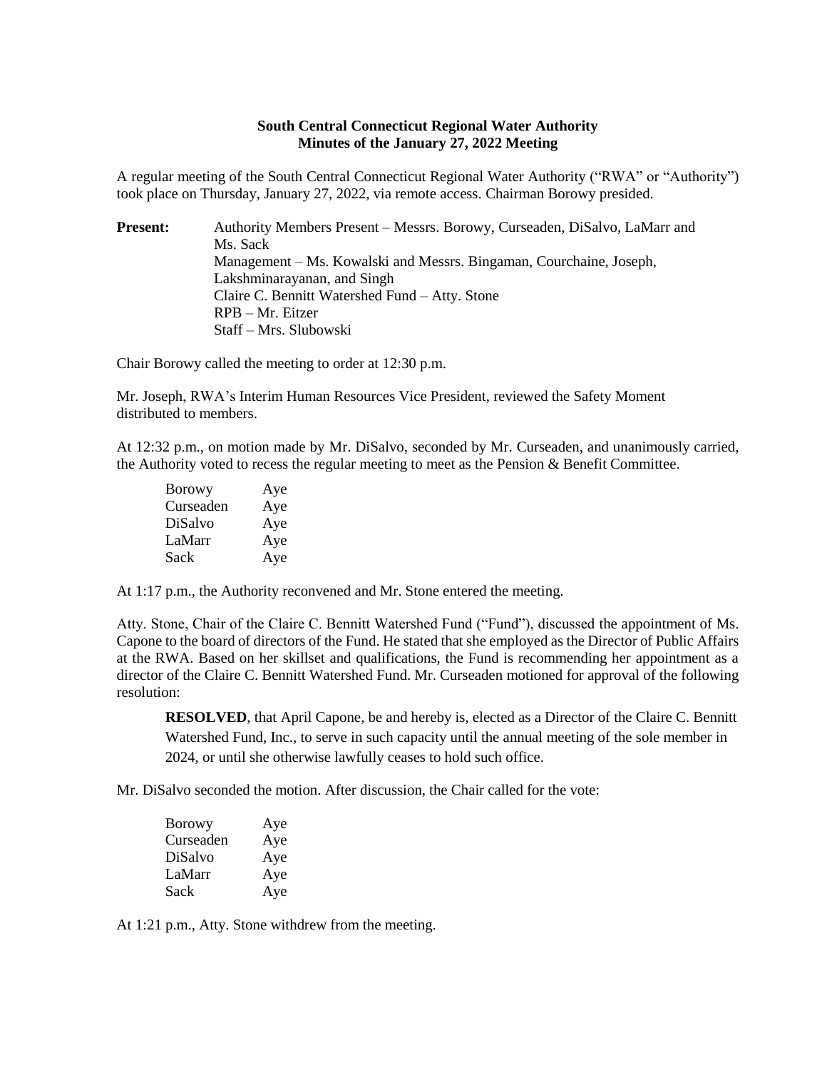**South Central Connecticut Regional Water Authority**
**Minutes of the January 27, 2022 Meeting**

A regular meeting of the South Central Connecticut Regional Water Authority ("RWA" or "Authority") took place on Thursday, January 27, 2022, via remote access. Chairman Borowy presided.

**Present:** Authority Members Present – Messrs. Borowy, Curseaden, DiSalvo, LaMarr and Ms. Sack
Management – Ms. Kowalski and Messrs. Bingaman, Courchaine, Joseph, Lakshminarayanan, and Singh
Claire C. Bennitt Watershed Fund – Atty. Stone
RPB – Mr. Eitzer
Staff – Mrs. Slubowski

Chair Borowy called the meeting to order at 12:30 p.m.

Mr. Joseph, RWA's Interim Human Resources Vice President, reviewed the Safety Moment distributed to members.

At 12:32 p.m., on motion made by Mr. DiSalvo, seconded by Mr. Curseaden, and unanimously carried, the Authority voted to recess the regular meeting to meet as the Pension & Benefit Committee.

| | |
|---|---|
| Borowy | Aye |
| Curseaden | Aye |
| DiSalvo | Aye |
| LaMarr | Aye |
| Sack | Aye |

At 1:17 p.m., the Authority reconvened and Mr. Stone entered the meeting.

Atty. Stone, Chair of the Claire C. Bennitt Watershed Fund ("Fund"), discussed the appointment of Ms. Capone to the board of directors of the Fund. He stated that she employed as the Director of Public Affairs at the RWA. Based on her skillset and qualifications, the Fund is recommending her appointment as a director of the Claire C. Bennitt Watershed Fund. Mr. Curseaden motioned for approval of the following resolution:

> **RESOLVED**, that April Capone, be and hereby is, elected as a Director of the Claire C. Bennitt Watershed Fund, Inc., to serve in such capacity until the annual meeting of the sole member in 2024, or until she otherwise lawfully ceases to hold such office.

Mr. DiSalvo seconded the motion. After discussion, the Chair called for the vote:

| | |
|---|---|
| Borowy | Aye |
| Curseaden | Aye |
| DiSalvo | Aye |
| LaMarr | Aye |
| Sack | Aye |

At 1:21 p.m., Atty. Stone withdrew from the meeting.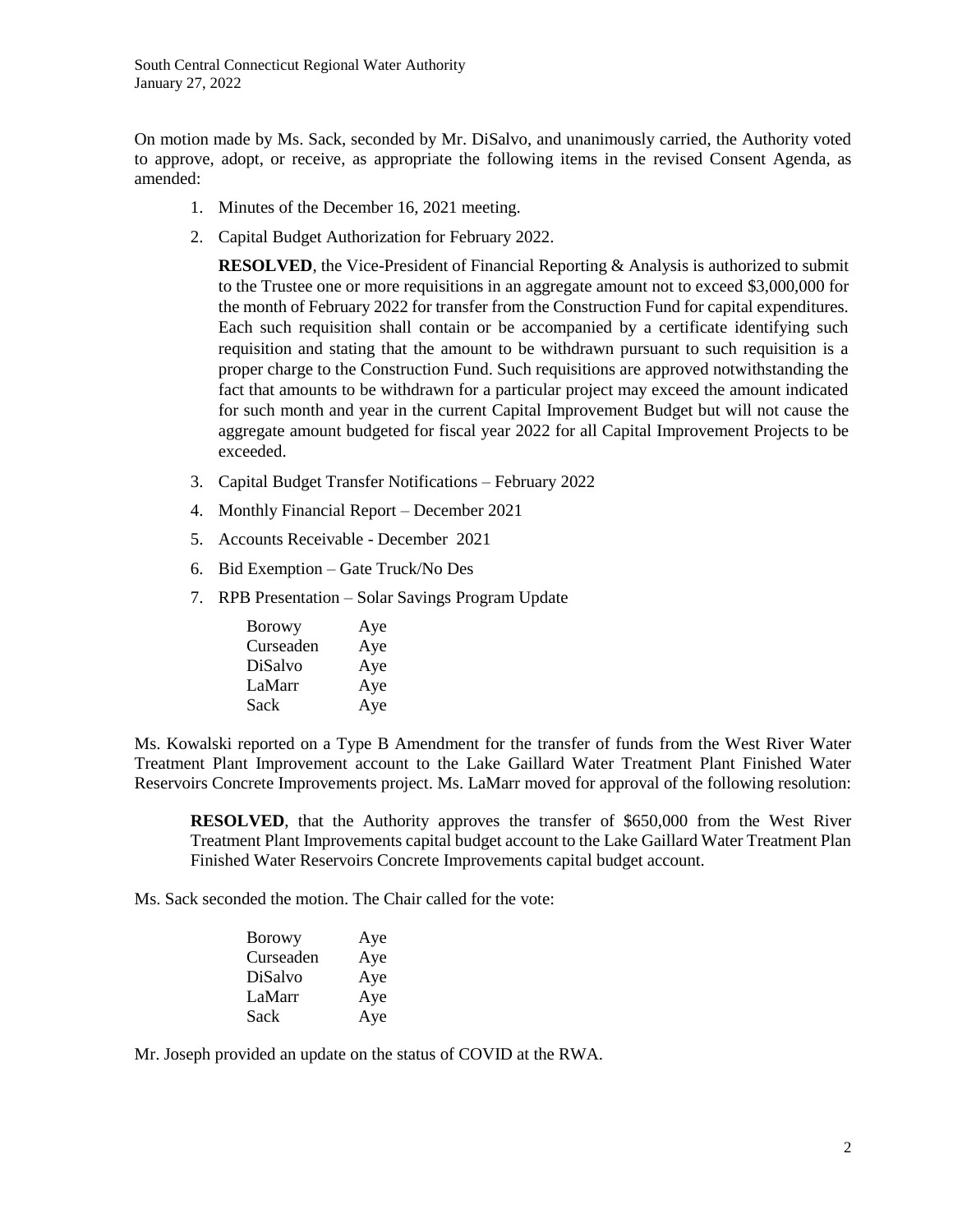On motion made by Ms. Sack, seconded by Mr. DiSalvo, and unanimously carried, the Authority voted to approve, adopt, or receive, as appropriate the following items in the revised Consent Agenda, as amended:

1. Minutes of the December 16, 2021 meeting.
2. Capital Budget Authorization for February 2022.

   **RESOLVED**, the Vice-President of Financial Reporting & Analysis is authorized to submit to the Trustee one or more requisitions in an aggregate amount not to exceed $3,000,000 for the month of February 2022 for transfer from the Construction Fund for capital expenditures. Each such requisition shall contain or be accompanied by a certificate identifying such requisition and stating that the amount to be withdrawn pursuant to such requisition is a proper charge to the Construction Fund. Such requisitions are approved notwithstanding the fact that amounts to be withdrawn for a particular project may exceed the amount indicated for such month and year in the current Capital Improvement Budget but will not cause the aggregate amount budgeted for fiscal year 2022 for all Capital Improvement Projects to be exceeded.

3. Capital Budget Transfer Notifications – February 2022
4. Monthly Financial Report – December 2021
5. Accounts Receivable - December 2021
6. Bid Exemption – Gate Truck/No Des
7. RPB Presentation – Solar Savings Program Update

| | |
|---|---|
| Borowy | Aye |
| Curseaden | Aye |
| DiSalvo | Aye |
| LaMarr | Aye |
| Sack | Aye |

Ms. Kowalski reported on a Type B Amendment for the transfer of funds from the West River Water Treatment Plant Improvement account to the Lake Gaillard Water Treatment Plant Finished Water Reservoirs Concrete Improvements project. Ms. LaMarr moved for approval of the following resolution:

> **RESOLVED**, that the Authority approves the transfer of $650,000 from the West River Treatment Plant Improvements capital budget account to the Lake Gaillard Water Treatment Plan Finished Water Reservoirs Concrete Improvements capital budget account.

Ms. Sack seconded the motion. The Chair called for the vote:

| | |
|---|---|
| Borowy | Aye |
| Curseaden | Aye |
| DiSalvo | Aye |
| LaMarr | Aye |
| Sack | Aye |

Mr. Joseph provided an update on the status of COVID at the RWA.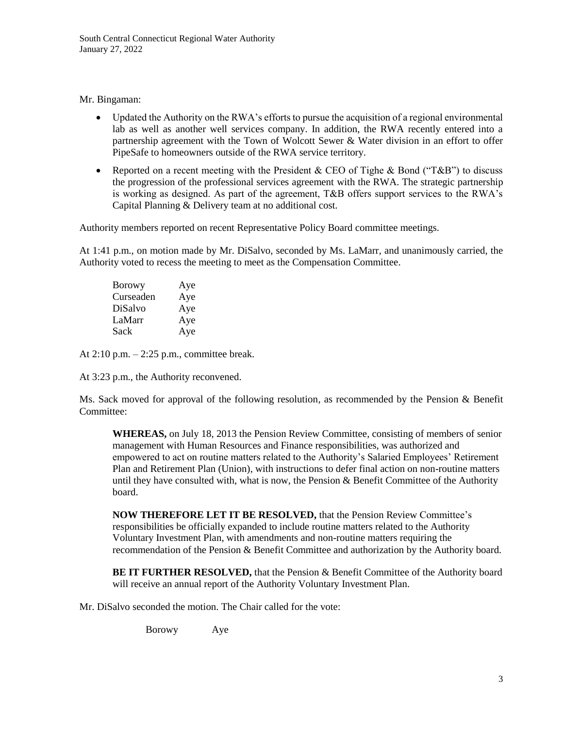Mr. Bingaman:

- Updated the Authority on the RWA's efforts to pursue the acquisition of a regional environmental lab as well as another well services company. In addition, the RWA recently entered into a partnership agreement with the Town of Wolcott Sewer & Water division in an effort to offer PipeSafe to homeowners outside of the RWA service territory.
- Reported on a recent meeting with the President & CEO of Tighe & Bond ("T&B") to discuss the progression of the professional services agreement with the RWA. The strategic partnership is working as designed. As part of the agreement, T&B offers support services to the RWA's Capital Planning & Delivery team at no additional cost.

Authority members reported on recent Representative Policy Board committee meetings.

At 1:41 p.m., on motion made by Mr. DiSalvo, seconded by Ms. LaMarr, and unanimously carried, the Authority voted to recess the meeting to meet as the Compensation Committee.

| | |
|---|---|
| Borowy | Aye |
| Curseaden | Aye |
| DiSalvo | Aye |
| LaMarr | Aye |
| Sack | Aye |

At 2:10 p.m. – 2:25 p.m., committee break.

At 3:23 p.m., the Authority reconvened.

Ms. Sack moved for approval of the following resolution, as recommended by the Pension & Benefit Committee:

> **WHEREAS,** on July 18, 2013 the Pension Review Committee, consisting of members of senior management with Human Resources and Finance responsibilities, was authorized and empowered to act on routine matters related to the Authority's Salaried Employees' Retirement Plan and Retirement Plan (Union), with instructions to defer final action on non-routine matters until they have consulted with, what is now, the Pension & Benefit Committee of the Authority board.
>
> **NOW THEREFORE LET IT BE RESOLVED,** that the Pension Review Committee's responsibilities be officially expanded to include routine matters related to the Authority Voluntary Investment Plan, with amendments and non-routine matters requiring the recommendation of the Pension & Benefit Committee and authorization by the Authority board.
>
> **BE IT FURTHER RESOLVED,** that the Pension & Benefit Committee of the Authority board will receive an annual report of the Authority Voluntary Investment Plan.

Mr. DiSalvo seconded the motion. The Chair called for the vote:

| | |
|---|---|
| Borowy | Aye |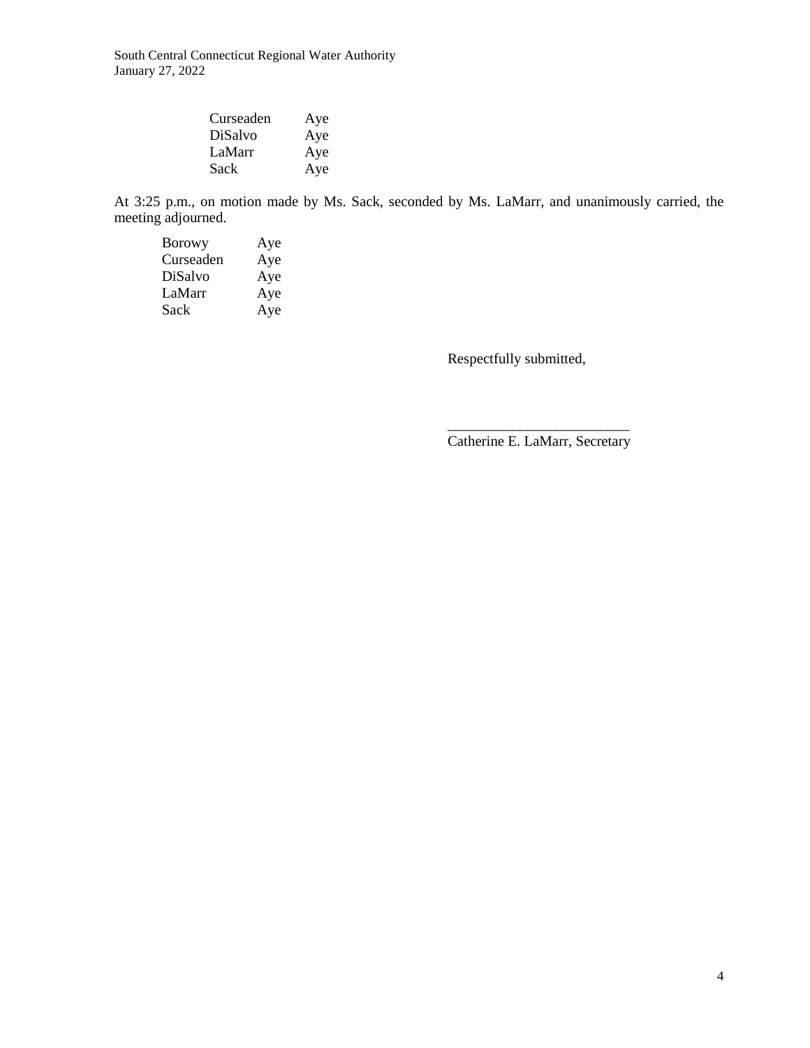| | |
|---|---|
| Curseaden | Aye |
| DiSalvo | Aye |
| LaMarr | Aye |
| Sack | Aye |

At 3:25 p.m., on motion made by Ms. Sack, seconded by Ms. LaMarr, and unanimously carried, the meeting adjourned.

| | |
|---|---|
| Borowy | Aye |
| Curseaden | Aye |
| DiSalvo | Aye |
| LaMarr | Aye |
| Sack | Aye |

Respectfully submitted,

_________________________

Catherine E. LaMarr, Secretary